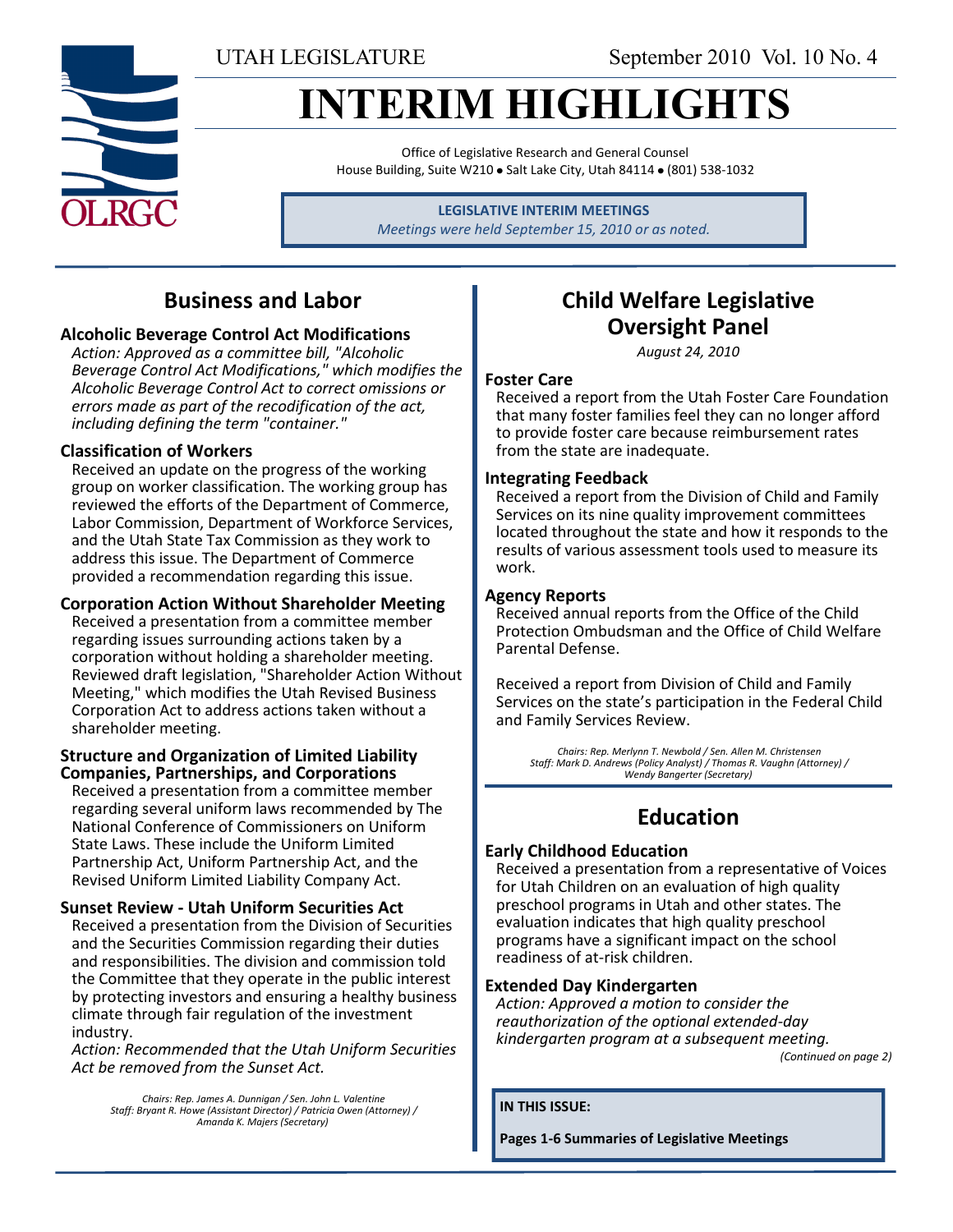UTAH LEGISLATURE September 2010 Vol. 10 No. 4

# INTERIM HIGHLIGHTS

Office of Legislative Research and General Counsel
House Building, Suite W210 • Salt Lake City, Utah 84114 • (801) 538-1032

**LEGISLATIVE INTERIM MEETINGS**
*Meetings were held September 15, 2010 or as noted.*

## Business and Labor

### Alcoholic Beverage Control Act Modifications

*Action: Approved as a committee bill, "Alcoholic Beverage Control Act Modifications," which modifies the Alcoholic Beverage Control Act to correct omissions or errors made as part of the recodification of the act, including defining the term "container."*

### Classification of Workers

Received an update on the progress of the working group on worker classification. The working group has reviewed the efforts of the Department of Commerce, Labor Commission, Department of Workforce Services, and the Utah State Tax Commission as they work to address this issue. The Department of Commerce provided a recommendation regarding this issue.

### Corporation Action Without Shareholder Meeting

Received a presentation from a committee member regarding issues surrounding actions taken by a corporation without holding a shareholder meeting. Reviewed draft legislation, "Shareholder Action Without Meeting," which modifies the Utah Revised Business Corporation Act to address actions taken without a shareholder meeting.

### Structure and Organization of Limited Liability Companies, Partnerships, and Corporations

Received a presentation from a committee member regarding several uniform laws recommended by The National Conference of Commissioners on Uniform State Laws. These include the Uniform Limited Partnership Act, Uniform Partnership Act, and the Revised Uniform Limited Liability Company Act.

### Sunset Review - Utah Uniform Securities Act

Received a presentation from the Division of Securities and the Securities Commission regarding their duties and responsibilities. The division and commission told the Committee that they operate in the public interest by protecting investors and ensuring a healthy business climate through fair regulation of the investment industry.

*Action: Recommended that the Utah Uniform Securities Act be removed from the Sunset Act.*

*Chairs: Rep. James A. Dunnigan / Sen. John L. Valentine*
*Staff: Bryant R. Howe (Assistant Director) / Patricia Owen (Attorney) / Amanda K. Majers (Secretary)*

## Child Welfare Legislative Oversight Panel

*August 24, 2010*

### Foster Care

Received a report from the Utah Foster Care Foundation that many foster families feel they can no longer afford to provide foster care because reimbursement rates from the state are inadequate.

### Integrating Feedback

Received a report from the Division of Child and Family Services on its nine quality improvement committees located throughout the state and how it responds to the results of various assessment tools used to measure its work.

### Agency Reports

Received annual reports from the Office of the Child Protection Ombudsman and the Office of Child Welfare Parental Defense.

Received a report from Division of Child and Family Services on the state's participation in the Federal Child and Family Services Review.

*Chairs: Rep. Merlynn T. Newbold / Sen. Allen M. Christensen*
*Staff: Mark D. Andrews (Policy Analyst) / Thomas R. Vaughn (Attorney) / Wendy Bangerter (Secretary)*

## Education

### Early Childhood Education

Received a presentation from a representative of Voices for Utah Children on an evaluation of high quality preschool programs in Utah and other states. The evaluation indicates that high quality preschool programs have a significant impact on the school readiness of at-risk children.

### Extended Day Kindergarten

*Action: Approved a motion to consider the reauthorization of the optional extended-day kindergarten program at a subsequent meeting.*

*(Continued on page 2)*

**IN THIS ISSUE:**

**Pages 1-6 Summaries of Legislative Meetings**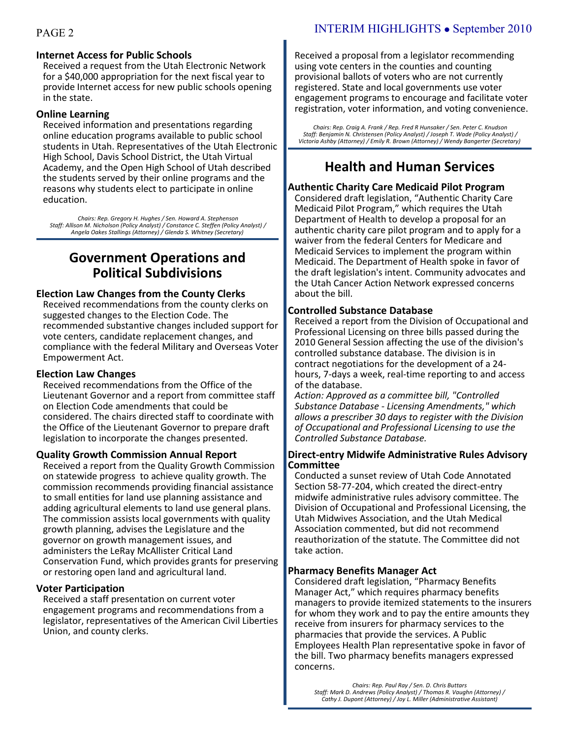### Internet Access for Public Schools

Received a request from the Utah Electronic Network for a $40,000 appropriation for the next fiscal year to provide Internet access for new public schools opening in the state.

### Online Learning

Received information and presentations regarding online education programs available to public school students in Utah. Representatives of the Utah Electronic High School, Davis School District, the Utah Virtual Academy, and the Open High School of Utah described the students served by their online programs and the reasons why students elect to participate in online education.

*Chairs: Rep. Gregory H. Hughes / Sen. Howard A. Stephenson*
*Staff: Allison M. Nicholson (Policy Analyst) / Constance C. Steffen (Policy Analyst) / Angela Oakes Stallings (Attorney) / Glenda S. Whitney (Secretary)*

## Government Operations and Political Subdivisions

### Election Law Changes from the County Clerks

Received recommendations from the county clerks on suggested changes to the Election Code. The recommended substantive changes included support for vote centers, candidate replacement changes, and compliance with the federal Military and Overseas Voter Empowerment Act.

### Election Law Changes

Received recommendations from the Office of the Lieutenant Governor and a report from committee staff on Election Code amendments that could be considered. The chairs directed staff to coordinate with the Office of the Lieutenant Governor to prepare draft legislation to incorporate the changes presented.

### Quality Growth Commission Annual Report

Received a report from the Quality Growth Commission on statewide progress to achieve quality growth. The commission recommends providing financial assistance to small entities for land use planning assistance and adding agricultural elements to land use general plans. The commission assists local governments with quality growth planning, advises the Legislature and the governor on growth management issues, and administers the LeRay McAllister Critical Land Conservation Fund, which provides grants for preserving or restoring open land and agricultural land.

### Voter Participation

Received a staff presentation on current voter engagement programs and recommendations from a legislator, representatives of the American Civil Liberties Union, and county clerks.

Received a proposal from a legislator recommending using vote centers in the counties and counting provisional ballots of voters who are not currently registered. State and local governments use voter engagement programs to encourage and facilitate voter registration, voter information, and voting convenience.

*Chairs: Rep. Craig A. Frank / Rep. Fred R Hunsaker / Sen. Peter C. Knudson*
*Staff: Benjamin N. Christensen (Policy Analyst) / Joseph T. Wade (Policy Analyst) / Victoria Ashby (Attorney) / Emily R. Brown (Attorney) / Wendy Bangerter (Secretary)*

## Health and Human Services

### Authentic Charity Care Medicaid Pilot Program

Considered draft legislation, "Authentic Charity Care Medicaid Pilot Program," which requires the Utah Department of Health to develop a proposal for an authentic charity care pilot program and to apply for a waiver from the federal Centers for Medicare and Medicaid Services to implement the program within Medicaid. The Department of Health spoke in favor of the draft legislation's intent. Community advocates and the Utah Cancer Action Network expressed concerns about the bill.

### Controlled Substance Database

Received a report from the Division of Occupational and Professional Licensing on three bills passed during the 2010 General Session affecting the use of the division's controlled substance database. The division is in contract negotiations for the development of a 24-hours, 7-days a week, real-time reporting to and access of the database.

*Action: Approved as a committee bill, "Controlled Substance Database - Licensing Amendments," which allows a prescriber 30 days to register with the Division of Occupational and Professional Licensing to use the Controlled Substance Database.*

### Direct-entry Midwife Administrative Rules Advisory Committee

Conducted a sunset review of Utah Code Annotated Section 58-77-204, which created the direct-entry midwife administrative rules advisory committee. The Division of Occupational and Professional Licensing, the Utah Midwives Association, and the Utah Medical Association commented, but did not recommend reauthorization of the statute. The Committee did not take action.

### Pharmacy Benefits Manager Act

Considered draft legislation, "Pharmacy Benefits Manager Act," which requires pharmacy benefits managers to provide itemized statements to the insurers for whom they work and to pay the entire amounts they receive from insurers for pharmacy services to the pharmacies that provide the services. A Public Employees Health Plan representative spoke in favor of the bill. Two pharmacy benefits managers expressed concerns.

*Chairs: Rep. Paul Ray / Sen. D. Chris Buttars*
*Staff: Mark D. Andrews (Policy Analyst) / Thomas R. Vaughn (Attorney) / Cathy J. Dupont (Attorney) / Joy L. Miller (Administrative Assistant)*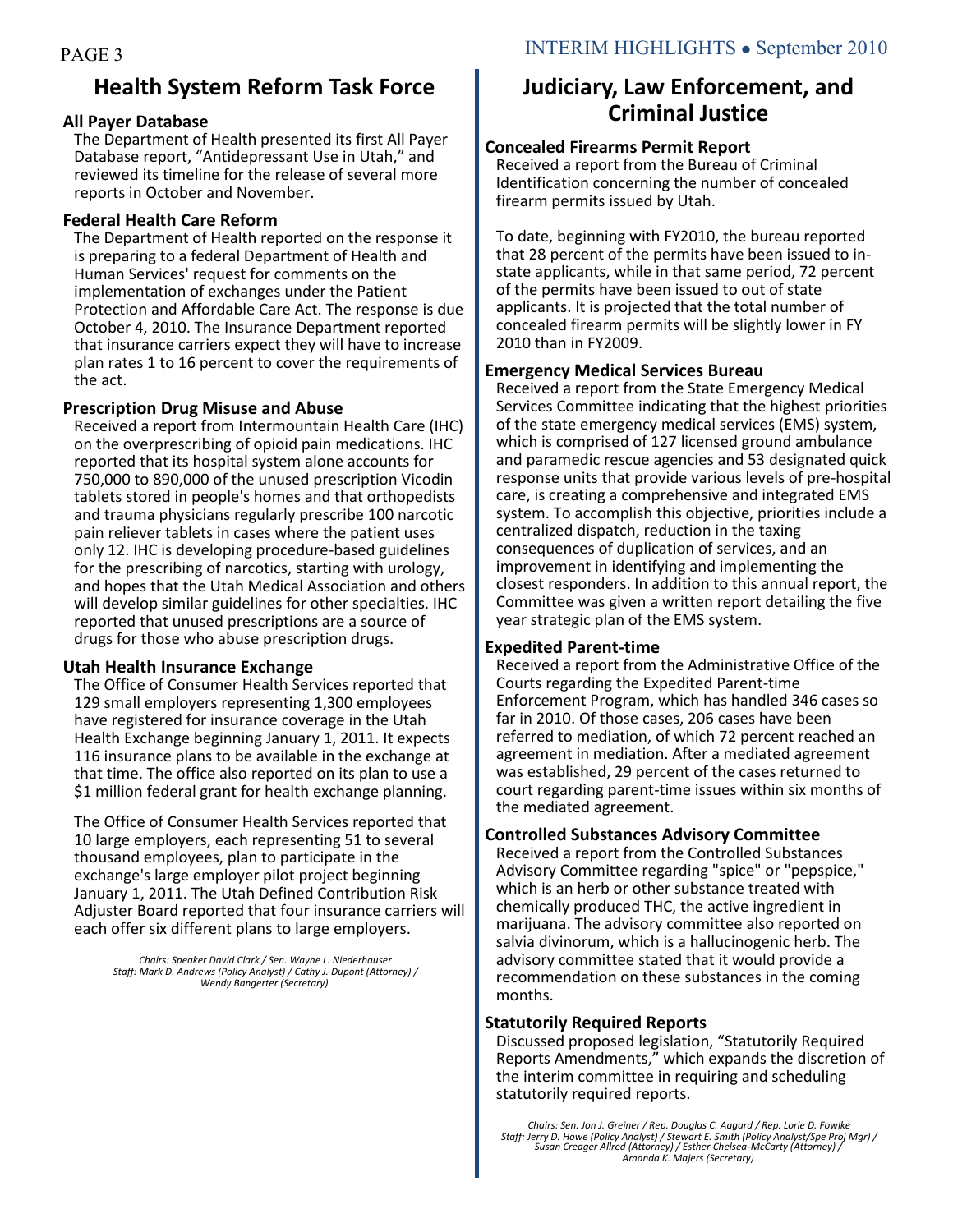## Health System Reform Task Force

### All Payer Database

The Department of Health presented its first All Payer Database report, "Antidepressant Use in Utah," and reviewed its timeline for the release of several more reports in October and November.

### Federal Health Care Reform

The Department of Health reported on the response it is preparing to a federal Department of Health and Human Services' request for comments on the implementation of exchanges under the Patient Protection and Affordable Care Act. The response is due October 4, 2010. The Insurance Department reported that insurance carriers expect they will have to increase plan rates 1 to 16 percent to cover the requirements of the act.

### Prescription Drug Misuse and Abuse

Received a report from Intermountain Health Care (IHC) on the overprescribing of opioid pain medications. IHC reported that its hospital system alone accounts for 750,000 to 890,000 of the unused prescription Vicodin tablets stored in people's homes and that orthopedists and trauma physicians regularly prescribe 100 narcotic pain reliever tablets in cases where the patient uses only 12. IHC is developing procedure-based guidelines for the prescribing of narcotics, starting with urology, and hopes that the Utah Medical Association and others will develop similar guidelines for other specialties. IHC reported that unused prescriptions are a source of drugs for those who abuse prescription drugs.

### Utah Health Insurance Exchange

The Office of Consumer Health Services reported that 129 small employers representing 1,300 employees have registered for insurance coverage in the Utah Health Exchange beginning January 1, 2011. It expects 116 insurance plans to be available in the exchange at that time. The office also reported on its plan to use a $1 million federal grant for health exchange planning.

The Office of Consumer Health Services reported that 10 large employers, each representing 51 to several thousand employees, plan to participate in the exchange's large employer pilot project beginning January 1, 2011. The Utah Defined Contribution Risk Adjuster Board reported that four insurance carriers will each offer six different plans to large employers.

*Chairs: Speaker David Clark / Sen. Wayne L. Niederhauser*
*Staff: Mark D. Andrews (Policy Analyst) / Cathy J. Dupont (Attorney) / Wendy Bangerter (Secretary)*

## Judiciary, Law Enforcement, and Criminal Justice

### Concealed Firearms Permit Report

Received a report from the Bureau of Criminal Identification concerning the number of concealed firearm permits issued by Utah.

To date, beginning with FY2010, the bureau reported that 28 percent of the permits have been issued to in-state applicants, while in that same period, 72 percent of the permits have been issued to out of state applicants. It is projected that the total number of concealed firearm permits will be slightly lower in FY 2010 than in FY2009.

### Emergency Medical Services Bureau

Received a report from the State Emergency Medical Services Committee indicating that the highest priorities of the state emergency medical services (EMS) system, which is comprised of 127 licensed ground ambulance and paramedic rescue agencies and 53 designated quick response units that provide various levels of pre-hospital care, is creating a comprehensive and integrated EMS system. To accomplish this objective, priorities include a centralized dispatch, reduction in the taxing consequences of duplication of services, and an improvement in identifying and implementing the closest responders. In addition to this annual report, the Committee was given a written report detailing the five year strategic plan of the EMS system.

### Expedited Parent-time

Received a report from the Administrative Office of the Courts regarding the Expedited Parent-time Enforcement Program, which has handled 346 cases so far in 2010. Of those cases, 206 cases have been referred to mediation, of which 72 percent reached an agreement in mediation. After a mediated agreement was established, 29 percent of the cases returned to court regarding parent-time issues within six months of the mediated agreement.

### Controlled Substances Advisory Committee

Received a report from the Controlled Substances Advisory Committee regarding "spice" or "pepspice," which is an herb or other substance treated with chemically produced THC, the active ingredient in marijuana. The advisory committee also reported on salvia divinorum, which is a hallucinogenic herb. The advisory committee stated that it would provide a recommendation on these substances in the coming months.

### Statutorily Required Reports

Discussed proposed legislation, "Statutorily Required Reports Amendments," which expands the discretion of the interim committee in requiring and scheduling statutorily required reports.

*Chairs: Sen. Jon J. Greiner / Rep. Douglas C. Aagard / Rep. Lorie D. Fowlke*
*Staff: Jerry D. Howe (Policy Analyst) / Stewart E. Smith (Policy Analyst/Spe Proj Mgr) / Susan Creager Allred (Attorney) / Esther Chelsea-McCarty (Attorney) / Amanda K. Majers (Secretary)*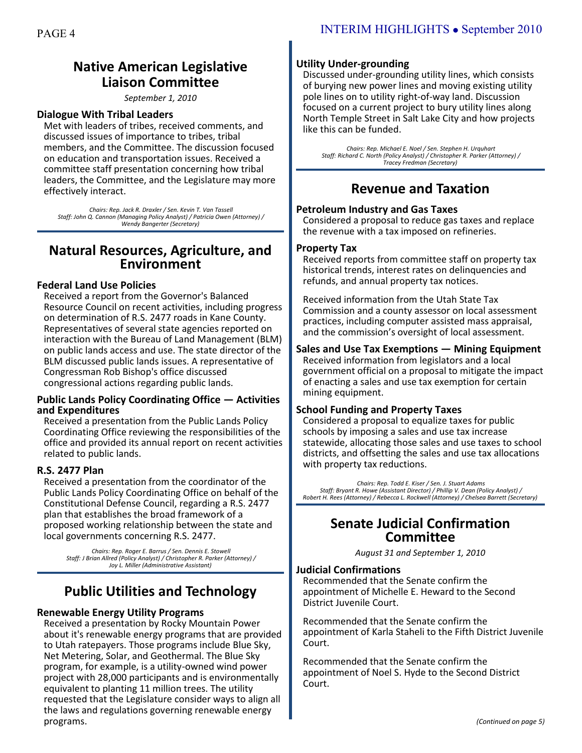## Native American Legislative Liaison Committee

*September 1, 2010*

### Dialogue With Tribal Leaders

Met with leaders of tribes, received comments, and discussed issues of importance to tribes, tribal members, and the Committee. The discussion focused on education and transportation issues. Received a committee staff presentation concerning how tribal leaders, the Committee, and the Legislature may more effectively interact.

*Chairs: Rep. Jack R. Draxler / Sen. Kevin T. Van Tassell*
*Staff: John Q. Cannon (Managing Policy Analyst) / Patricia Owen (Attorney) / Wendy Bangerter (Secretary)*

## Natural Resources, Agriculture, and Environment

### Federal Land Use Policies

Received a report from the Governor's Balanced Resource Council on recent activities, including progress on determination of R.S. 2477 roads in Kane County. Representatives of several state agencies reported on interaction with the Bureau of Land Management (BLM) on public lands access and use. The state director of the BLM discussed public lands issues. A representative of Congressman Rob Bishop's office discussed congressional actions regarding public lands.

### Public Lands Policy Coordinating Office — Activities and Expenditures

Received a presentation from the Public Lands Policy Coordinating Office reviewing the responsibilities of the office and provided its annual report on recent activities related to public lands.

### R.S. 2477 Plan

Received a presentation from the coordinator of the Public Lands Policy Coordinating Office on behalf of the Constitutional Defense Council, regarding a R.S. 2477 plan that establishes the broad framework of a proposed working relationship between the state and local governments concerning R.S. 2477.

*Chairs: Rep. Roger E. Barrus / Sen. Dennis E. Stowell*
*Staff: J Brian Allred (Policy Analyst) / Christopher R. Parker (Attorney) / Joy L. Miller (Administrative Assistant)*

## Public Utilities and Technology

### Renewable Energy Utility Programs

Received a presentation by Rocky Mountain Power about it's renewable energy programs that are provided to Utah ratepayers. Those programs include Blue Sky, Net Metering, Solar, and Geothermal. The Blue Sky program, for example, is a utility-owned wind power project with 28,000 participants and is environmentally equivalent to planting 11 million trees. The utility requested that the Legislature consider ways to align all the laws and regulations governing renewable energy programs.

### Utility Under-grounding

Discussed under-grounding utility lines, which consists of burying new power lines and moving existing utility pole lines on to utility right-of-way land. Discussion focused on a current project to bury utility lines along North Temple Street in Salt Lake City and how projects like this can be funded.

*Chairs: Rep. Michael E. Noel / Sen. Stephen H. Urquhart*
*Staff: Richard C. North (Policy Analyst) / Christopher R. Parker (Attorney) / Tracey Fredman (Secretary)*

## Revenue and Taxation

### Petroleum Industry and Gas Taxes

Considered a proposal to reduce gas taxes and replace the revenue with a tax imposed on refineries.

### Property Tax

Received reports from committee staff on property tax historical trends, interest rates on delinquencies and refunds, and annual property tax notices.

Received information from the Utah State Tax Commission and a county assessor on local assessment practices, including computer assisted mass appraisal, and the commission's oversight of local assessment.

### Sales and Use Tax Exemptions — Mining Equipment

Received information from legislators and a local government official on a proposal to mitigate the impact of enacting a sales and use tax exemption for certain mining equipment.

### School Funding and Property Taxes

Considered a proposal to equalize taxes for public schools by imposing a sales and use tax increase statewide, allocating those sales and use taxes to school districts, and offsetting the sales and use tax allocations with property tax reductions.

*Chairs: Rep. Todd E. Kiser / Sen. J. Stuart Adams*
*Staff: Bryant R. Howe (Assistant Director) / Phillip V. Dean (Policy Analyst) / Robert H. Rees (Attorney) / Rebecca L. Rockwell (Attorney) / Chelsea Barrett (Secretary)*

## Senate Judicial Confirmation Committee

*August 31 and September 1, 2010*

### Judicial Confirmations

Recommended that the Senate confirm the appointment of Michelle E. Heward to the Second District Juvenile Court.

Recommended that the Senate confirm the appointment of Karla Staheli to the Fifth District Juvenile Court.

Recommended that the Senate confirm the appointment of Noel S. Hyde to the Second District Court.

*(Continued on page 5)*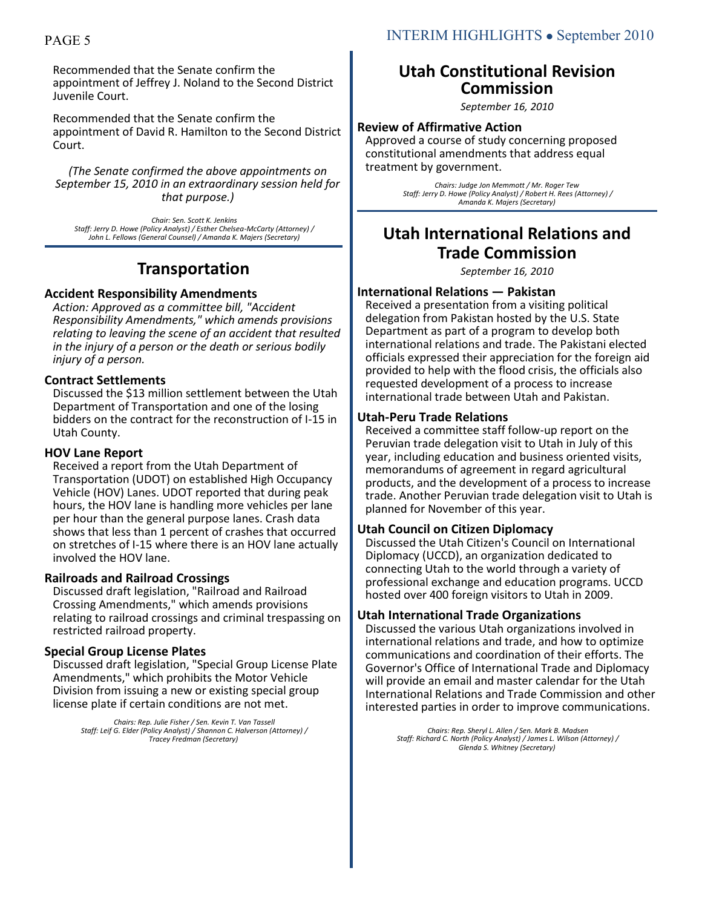Recommended that the Senate confirm the appointment of Jeffrey J. Noland to the Second District Juvenile Court.

Recommended that the Senate confirm the appointment of David R. Hamilton to the Second District Court.

*(The Senate confirmed the above appointments on September 15, 2010 in an extraordinary session held for that purpose.)*

*Chair: Sen. Scott K. Jenkins*
*Staff: Jerry D. Howe (Policy Analyst) / Esther Chelsea-McCarty (Attorney) / John L. Fellows (General Counsel) / Amanda K. Majers (Secretary)*

## Transportation

### Accident Responsibility Amendments

*Action: Approved as a committee bill, "Accident Responsibility Amendments," which amends provisions relating to leaving the scene of an accident that resulted in the injury of a person or the death or serious bodily injury of a person.*

### Contract Settlements

Discussed the $13 million settlement between the Utah Department of Transportation and one of the losing bidders on the contract for the reconstruction of I-15 in Utah County.

### HOV Lane Report

Received a report from the Utah Department of Transportation (UDOT) on established High Occupancy Vehicle (HOV) Lanes. UDOT reported that during peak hours, the HOV lane is handling more vehicles per lane per hour than the general purpose lanes. Crash data shows that less than 1 percent of crashes that occurred on stretches of I-15 where there is an HOV lane actually involved the HOV lane.

### Railroads and Railroad Crossings

Discussed draft legislation, "Railroad and Railroad Crossing Amendments," which amends provisions relating to railroad crossings and criminal trespassing on restricted railroad property.

### Special Group License Plates

Discussed draft legislation, "Special Group License Plate Amendments," which prohibits the Motor Vehicle Division from issuing a new or existing special group license plate if certain conditions are not met.

*Chairs: Rep. Julie Fisher / Sen. Kevin T. Van Tassell*
*Staff: Leif G. Elder (Policy Analyst) / Shannon C. Halverson (Attorney) / Tracey Fredman (Secretary)*

## Utah Constitutional Revision Commission

*September 16, 2010*

### Review of Affirmative Action

Approved a course of study concerning proposed constitutional amendments that address equal treatment by government.

*Chairs: Judge Jon Memmott / Mr. Roger Tew*
*Staff: Jerry D. Howe (Policy Analyst) / Robert H. Rees (Attorney) / Amanda K. Majers (Secretary)*

## Utah International Relations and Trade Commission

*September 16, 2010*

### International Relations — Pakistan

Received a presentation from a visiting political delegation from Pakistan hosted by the U.S. State Department as part of a program to develop both international relations and trade. The Pakistani elected officials expressed their appreciation for the foreign aid provided to help with the flood crisis, the officials also requested development of a process to increase international trade between Utah and Pakistan.

### Utah-Peru Trade Relations

Received a committee staff follow-up report on the Peruvian trade delegation visit to Utah in July of this year, including education and business oriented visits, memorandums of agreement in regard agricultural products, and the development of a process to increase trade. Another Peruvian trade delegation visit to Utah is planned for November of this year.

### Utah Council on Citizen Diplomacy

Discussed the Utah Citizen's Council on International Diplomacy (UCCD), an organization dedicated to connecting Utah to the world through a variety of professional exchange and education programs. UCCD hosted over 400 foreign visitors to Utah in 2009.

### Utah International Trade Organizations

Discussed the various Utah organizations involved in international relations and trade, and how to optimize communications and coordination of their efforts. The Governor's Office of International Trade and Diplomacy will provide an email and master calendar for the Utah International Relations and Trade Commission and other interested parties in order to improve communications.

*Chairs: Rep. Sheryl L. Allen / Sen. Mark B. Madsen*
*Staff: Richard C. North (Policy Analyst) / James L. Wilson (Attorney) / Glenda S. Whitney (Secretary)*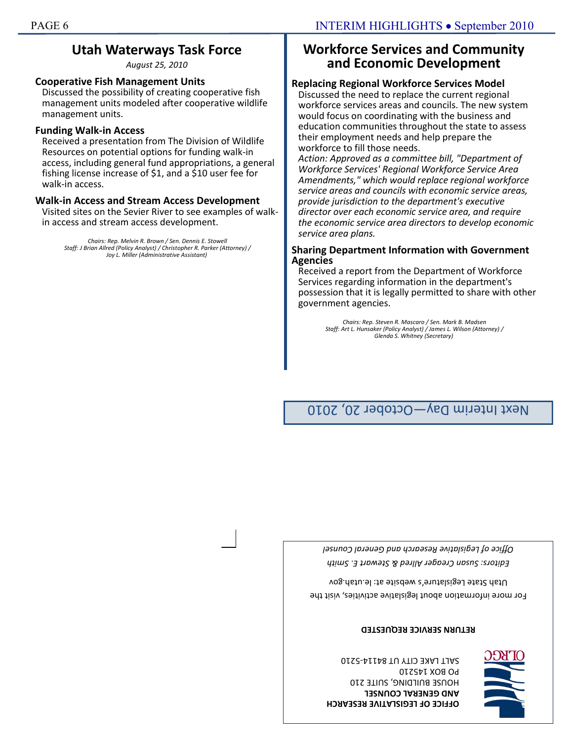## Utah Waterways Task Force

*August 25, 2010*

### Cooperative Fish Management Units

Discussed the possibility of creating cooperative fish management units modeled after cooperative wildlife management units.

### Funding Walk-in Access

Received a presentation from The Division of Wildlife Resources on potential options for funding walk-in access, including general fund appropriations, a general fishing license increase of $1, and a $10 user fee for walk-in access.

### Walk-in Access and Stream Access Development

Visited sites on the Sevier River to see examples of walk-in access and stream access development.

*Chairs: Rep. Melvin R. Brown / Sen. Dennis E. Stowell*
*Staff: J Brian Allred (Policy Analyst) / Christopher R. Parker (Attorney) / Joy L. Miller (Administrative Assistant)*

## Workforce Services and Community and Economic Development

### Replacing Regional Workforce Services Model

Discussed the need to replace the current regional workforce services areas and councils. The new system would focus on coordinating with the business and education communities throughout the state to assess their employment needs and help prepare the workforce to fill those needs.

*Action: Approved as a committee bill, "Department of Workforce Services' Regional Workforce Service Area Amendments," which would replace regional workforce service areas and councils with economic service areas, provide jurisdiction to the department's executive director over each economic service area, and require the economic service area directors to develop economic service area plans.*

### Sharing Department Information with Government Agencies

Received a report from the Department of Workforce Services regarding information in the department's possession that it is legally permitted to share with other government agencies.

*Chairs: Rep. Steven R. Mascaro / Sen. Mark B. Madsen*
*Staff: Art L. Hunsaker (Policy Analyst) / James L. Wilson (Attorney) / Glenda S. Whitney (Secretary)*

Next Interim Day—October 20, 2010

OLRGC

**OFFICE OF LEGISLATIVE RESEARCH AND GENERAL COUNSEL**
HOUSE BUILDING, SUITE 210
PO BOX 145210
SALT LAKE CITY UT 84114-5210

**RETURN SERVICE REQUESTED**

For more information about legislative activities, visit the Utah State Legislature's website at: le.utah.gov

*Editors: Susan Creager Allred & Stewart E. Smith*

*Office of Legislative Research and General Counsel*